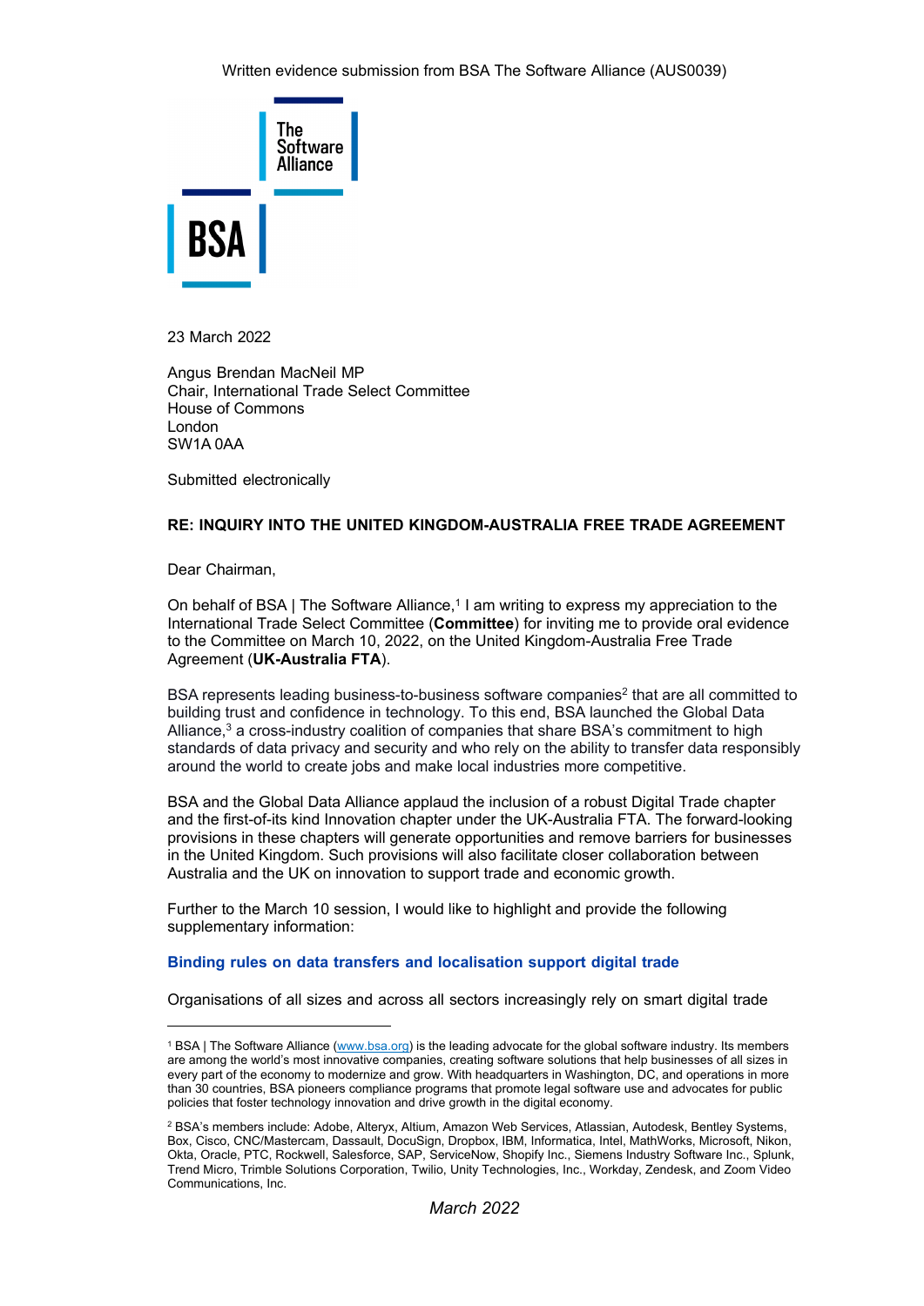Written evidence submission from BSA The Software Alliance (AUS0039)

The Software Alliance

BSA

23 March 2022

Angus Brendan MacNeil MP
Chair, International Trade Select Committee
House of Commons
London
SW1A 0AA

Submitted electronically

**RE: INQUIRY INTO THE UNITED KINGDOM-AUSTRALIA FREE TRADE AGREEMENT**

Dear Chairman,

On behalf of BSA | The Software Alliance,[1] I am writing to express my appreciation to the International Trade Select Committee (**Committee**) for inviting me to provide oral evidence to the Committee on March 10, 2022, on the United Kingdom-Australia Free Trade Agreement (**UK-Australia FTA**).

BSA represents leading business-to-business software companies[2] that are all committed to building trust and confidence in technology. To this end, BSA launched the Global Data Alliance,[3] a cross-industry coalition of companies that share BSA's commitment to high standards of data privacy and security and who rely on the ability to transfer data responsibly around the world to create jobs and make local industries more competitive.

BSA and the Global Data Alliance applaud the inclusion of a robust Digital Trade chapter and the first-of-its kind Innovation chapter under the UK-Australia FTA. The forward-looking provisions in these chapters will generate opportunities and remove barriers for businesses in the United Kingdom. Such provisions will also facilitate closer collaboration between Australia and the UK on innovation to support trade and economic growth.

Further to the March 10 session, I would like to highlight and provide the following supplementary information:

### Binding rules on data transfers and localisation support digital trade

Organisations of all sizes and across all sectors increasingly rely on smart digital trade

---

[1] BSA | The Software Alliance (www.bsa.org) is the leading advocate for the global software industry. Its members are among the world's most innovative companies, creating software solutions that help businesses of all sizes in every part of the economy to modernize and grow. With headquarters in Washington, DC, and operations in more than 30 countries, BSA pioneers compliance programs that promote legal software use and advocates for public policies that foster technology innovation and drive growth in the digital economy.

[2] BSA's members include: Adobe, Alteryx, Altium, Amazon Web Services, Atlassian, Autodesk, Bentley Systems, Box, Cisco, CNC/Mastercam, Dassault, DocuSign, Dropbox, IBM, Informatica, Intel, MathWorks, Microsoft, Nikon, Okta, Oracle, PTC, Rockwell, Salesforce, SAP, ServiceNow, Shopify Inc., Siemens Industry Software Inc., Splunk, Trend Micro, Trimble Solutions Corporation, Twilio, Unity Technologies, Inc., Workday, Zendesk, and Zoom Video Communications, Inc.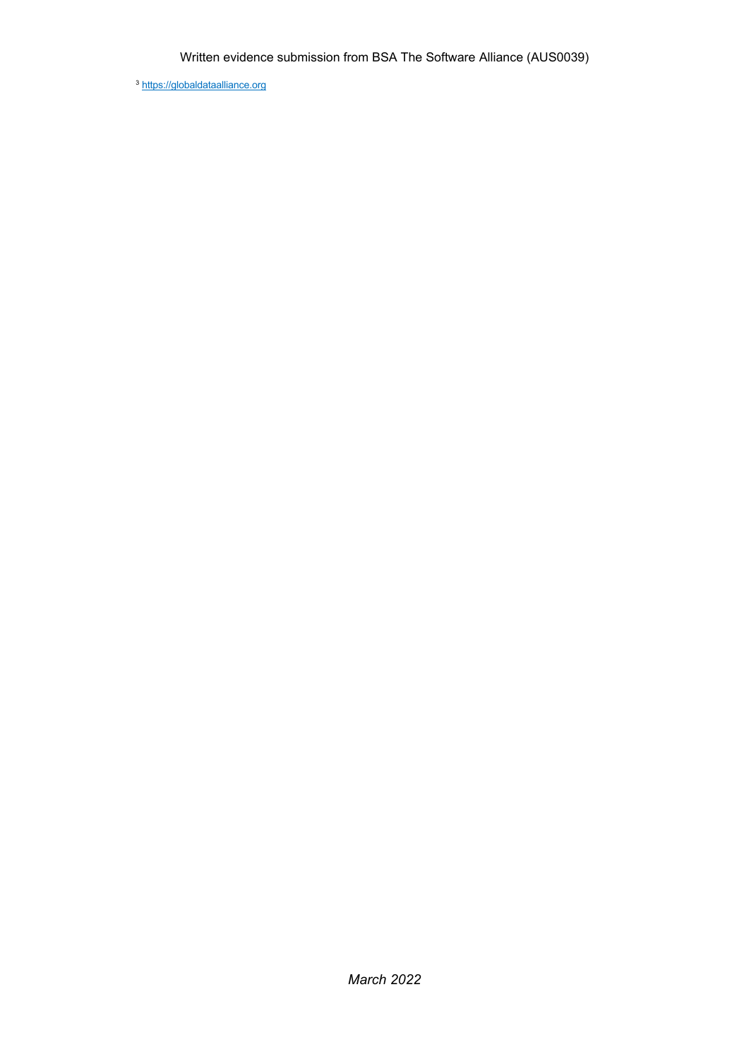[3] https://globaldataalliance.org

*March 2022*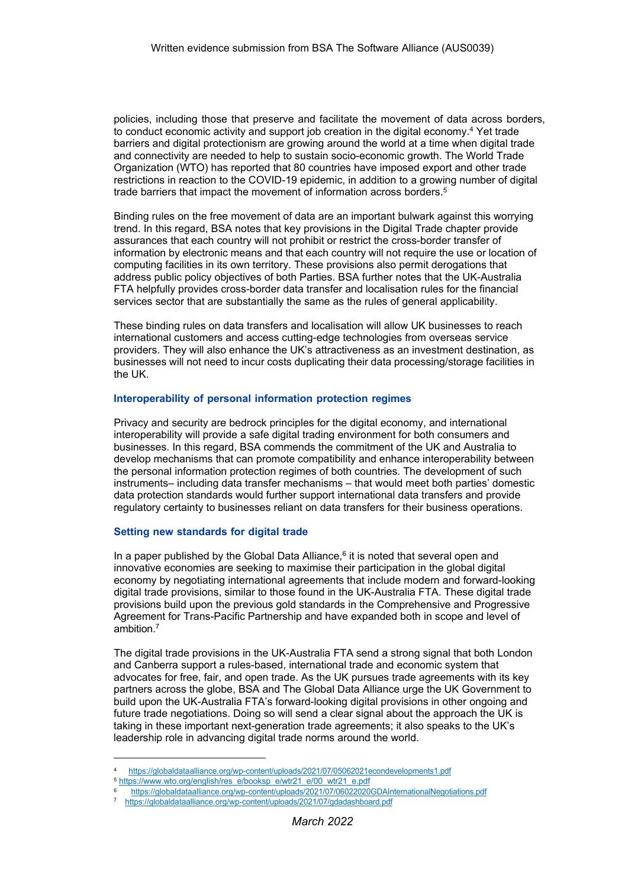policies, including those that preserve and facilitate the movement of data across borders, to conduct economic activity and support job creation in the digital economy.[4] Yet trade barriers and digital protectionism are growing around the world at a time when digital trade and connectivity are needed to help to sustain socio-economic growth. The World Trade Organization (WTO) has reported that 80 countries have imposed export and other trade restrictions in reaction to the COVID-19 epidemic, in addition to a growing number of digital trade barriers that impact the movement of information across borders.[5]

Binding rules on the free movement of data are an important bulwark against this worrying trend. In this regard, BSA notes that key provisions in the Digital Trade chapter provide assurances that each country will not prohibit or restrict the cross-border transfer of information by electronic means and that each country will not require the use or location of computing facilities in its own territory. These provisions also permit derogations that address public policy objectives of both Parties. BSA further notes that the UK-Australia FTA helpfully provides cross-border data transfer and localisation rules for the financial services sector that are substantially the same as the rules of general applicability.

These binding rules on data transfers and localisation will allow UK businesses to reach international customers and access cutting-edge technologies from overseas service providers. They will also enhance the UK's attractiveness as an investment destination, as businesses will not need to incur costs duplicating their data processing/storage facilities in the UK.

### Interoperability of personal information protection regimes

Privacy and security are bedrock principles for the digital economy, and international interoperability will provide a safe digital trading environment for both consumers and businesses. In this regard, BSA commends the commitment of the UK and Australia to develop mechanisms that can promote compatibility and enhance interoperability between the personal information protection regimes of both countries. The development of such instruments– including data transfer mechanisms – that would meet both parties' domestic data protection standards would further support international data transfers and provide regulatory certainty to businesses reliant on data transfers for their business operations.

### Setting new standards for digital trade

In a paper published by the Global Data Alliance,[6] it is noted that several open and innovative economies are seeking to maximise their participation in the global digital economy by negotiating international agreements that include modern and forward-looking digital trade provisions, similar to those found in the UK-Australia FTA. These digital trade provisions build upon the previous gold standards in the Comprehensive and Progressive Agreement for Trans-Pacific Partnership and have expanded both in scope and level of ambition.[7]

The digital trade provisions in the UK-Australia FTA send a strong signal that both London and Canberra support a rules-based, international trade and economic system that advocates for free, fair, and open trade. As the UK pursues trade agreements with its key partners across the globe, BSA and The Global Data Alliance urge the UK Government to build upon the UK-Australia FTA's forward-looking digital provisions in other ongoing and future trade negotiations. Doing so will send a clear signal about the approach the UK is taking in these important next-generation trade agreements; it also speaks to the UK's leadership role in advancing digital trade norms around the world.

---

[4] https://globaldataalliance.org/wp-content/uploads/2021/07/05062021econdevelopments1.pdf

[5] https://www.wto.org/english/res_e/booksp_e/wtr21_e/00_wtr21_e.pdf

[6] https://globaldataalliance.org/wp-content/uploads/2021/07/06022020GDAInternationalNegotiations.pdf

[7] https://globaldataalliance.org/wp-content/uploads/2021/07/gdadashboard.pdf

*March 2022*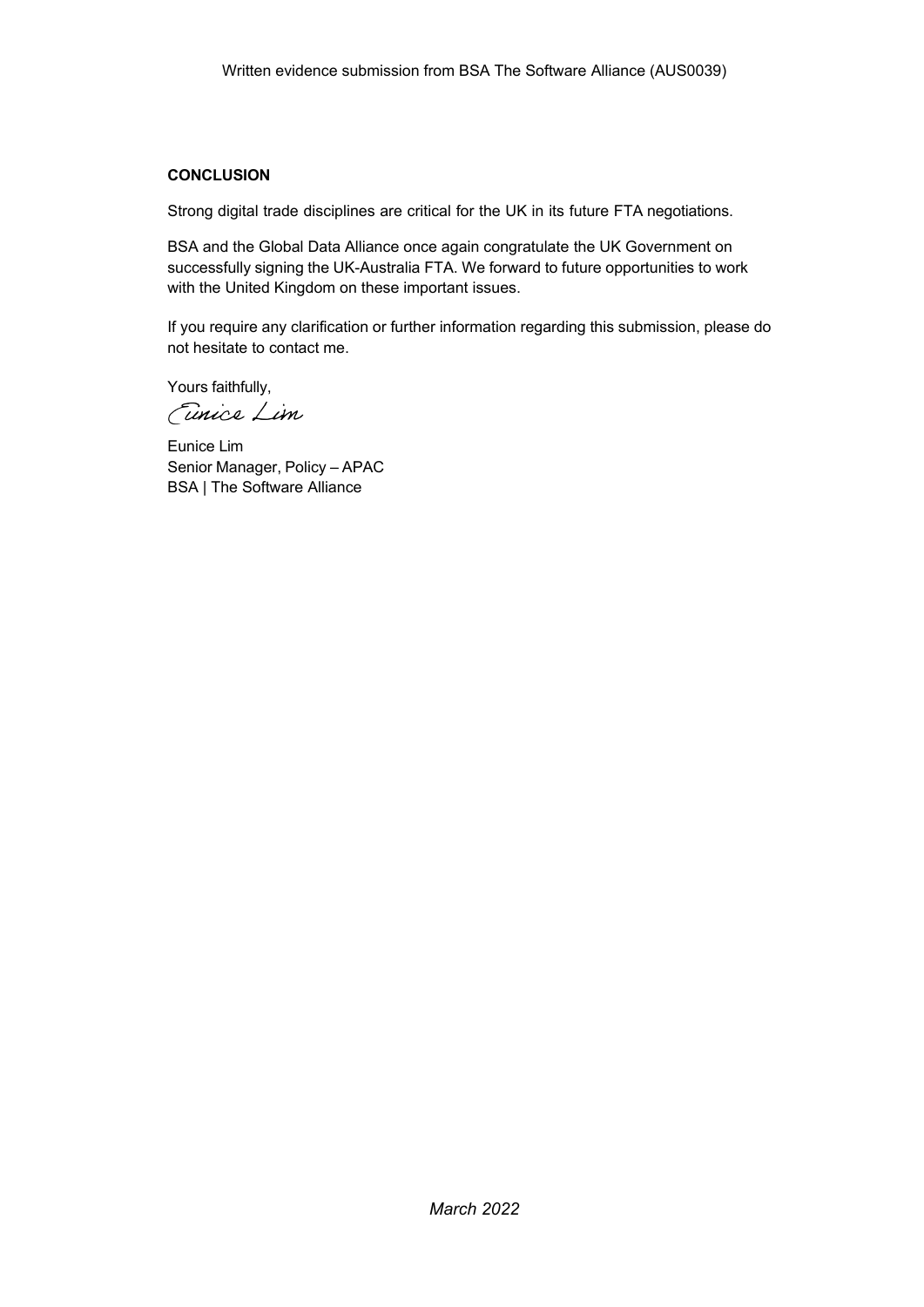**CONCLUSION**

Strong digital trade disciplines are critical for the UK in its future FTA negotiations.

BSA and the Global Data Alliance once again congratulate the UK Government on successfully signing the UK-Australia FTA. We forward to future opportunities to work with the United Kingdom on these important issues.

If you require any clarification or further information regarding this submission, please do not hesitate to contact me.

Yours faithfully,

Eunice Lim

Eunice Lim
Senior Manager, Policy – APAC
BSA | The Software Alliance

*March 2022*